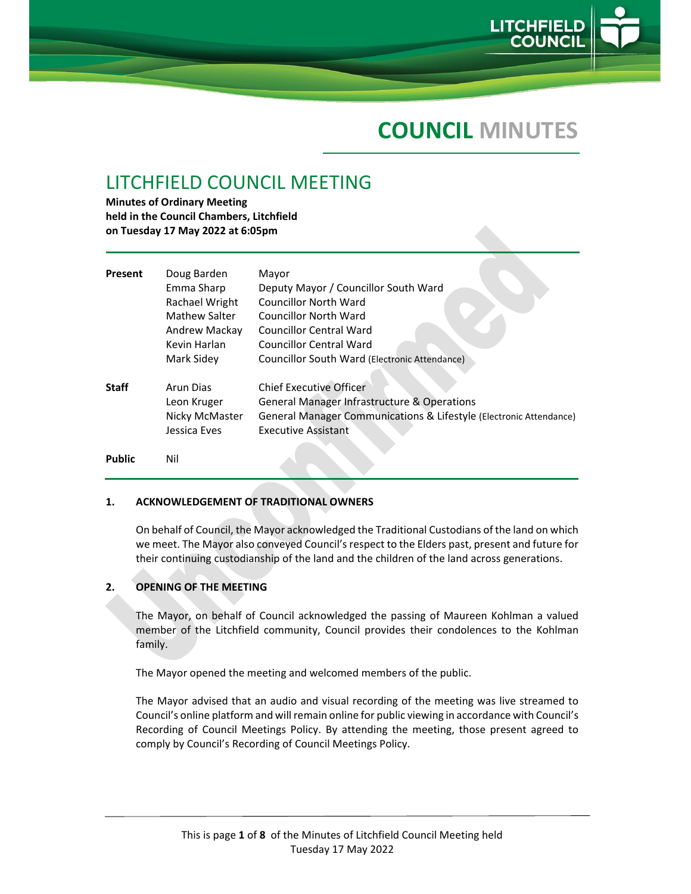# COUNCIL MINUTES

## LITCHFIELD COUNCIL MEETING

**Minutes of Ordinary Meeting held in the Council Chambers, Litchfield on Tuesday 17 May 2022 at 6:05pm**

| | | |
|---|---|---|
| **Present** | Doug Barden | Mayor |
| | Emma Sharp | Deputy Mayor / Councillor South Ward |
| | Rachael Wright | Councillor North Ward |
| | Mathew Salter | Councillor North Ward |
| | Andrew Mackay | Councillor Central Ward |
| | Kevin Harlan | Councillor Central Ward |
| | Mark Sidey | Councillor South Ward (Electronic Attendance) |
| **Staff** | Arun Dias | Chief Executive Officer |
| | Leon Kruger | General Manager Infrastructure & Operations |
| | Nicky McMaster | General Manager Communications & Lifestyle (Electronic Attendance) |
| | Jessica Eves | Executive Assistant |
| **Public** | Nil | |

### 1. ACKNOWLEDGEMENT OF TRADITIONAL OWNERS

On behalf of Council, the Mayor acknowledged the Traditional Custodians of the land on which we meet. The Mayor also conveyed Council's respect to the Elders past, present and future for their continuing custodianship of the land and the children of the land across generations.

### 2. OPENING OF THE MEETING

The Mayor, on behalf of Council acknowledged the passing of Maureen Kohlman a valued member of the Litchfield community, Council provides their condolences to the Kohlman family.

The Mayor opened the meeting and welcomed members of the public.

The Mayor advised that an audio and visual recording of the meeting was live streamed to Council's online platform and will remain online for public viewing in accordance with Council's Recording of Council Meetings Policy. By attending the meeting, those present agreed to comply by Council's Recording of Council Meetings Policy.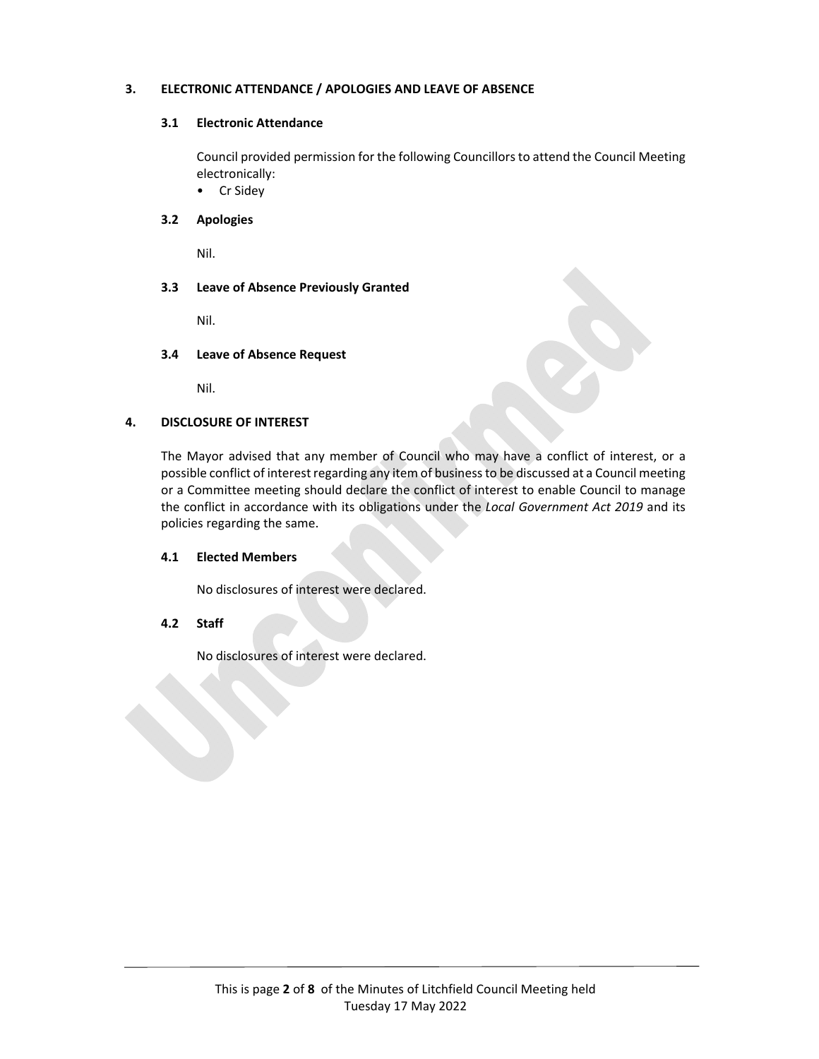## 3. ELECTRONIC ATTENDANCE / APOLOGIES AND LEAVE OF ABSENCE

### 3.1 Electronic Attendance

Council provided permission for the following Councillors to attend the Council Meeting electronically:

- Cr Sidey

### 3.2 Apologies

Nil.

### 3.3 Leave of Absence Previously Granted

Nil.

### 3.4 Leave of Absence Request

Nil.

## 4. DISCLOSURE OF INTEREST

The Mayor advised that any member of Council who may have a conflict of interest, or a possible conflict of interest regarding any item of business to be discussed at a Council meeting or a Committee meeting should declare the conflict of interest to enable Council to manage the conflict in accordance with its obligations under the *Local Government Act 2019* and its policies regarding the same.

### 4.1 Elected Members

No disclosures of interest were declared.

### 4.2 Staff

No disclosures of interest were declared.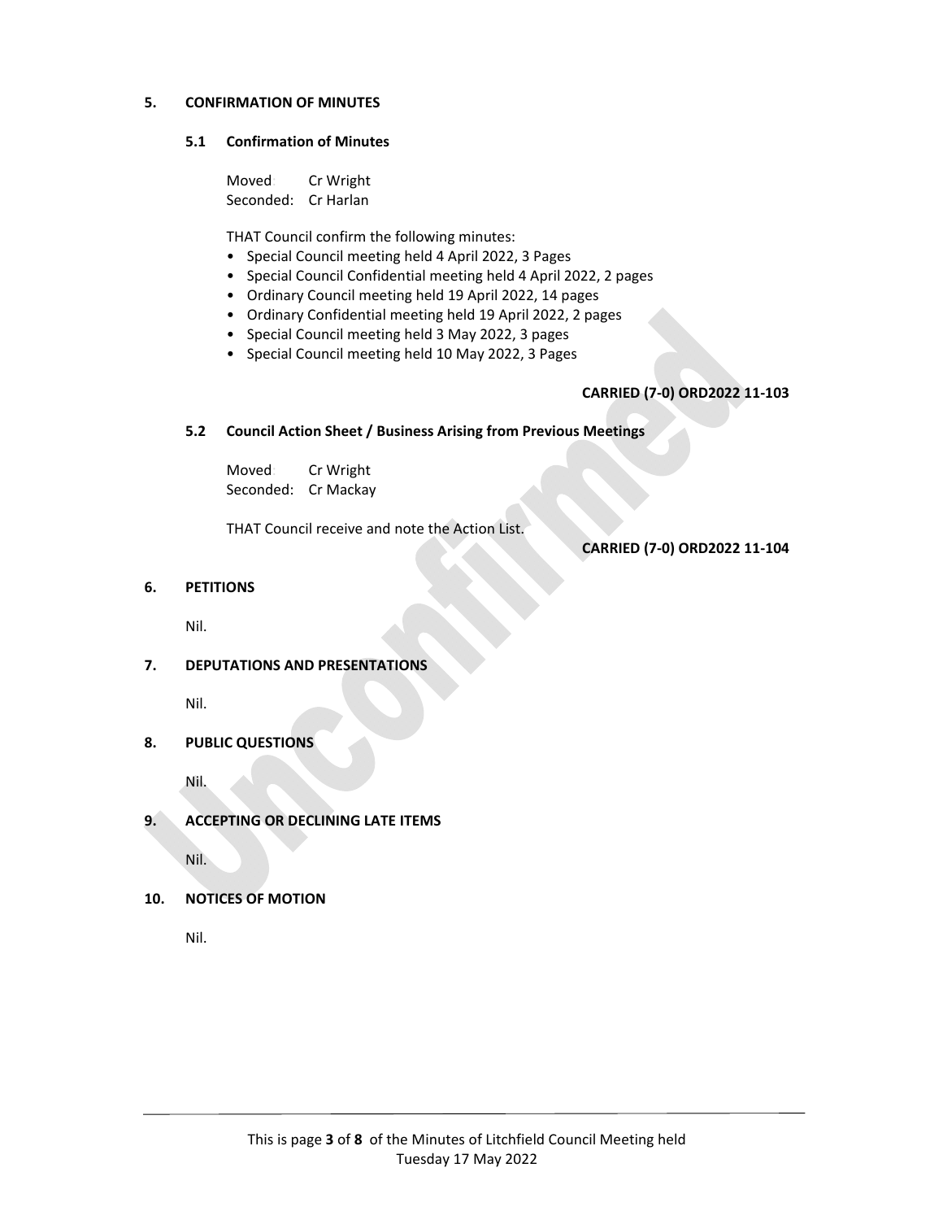## 5. CONFIRMATION OF MINUTES

### 5.1 Confirmation of Minutes

Moved: Cr Wright
Seconded: Cr Harlan

THAT Council confirm the following minutes:

- Special Council meeting held 4 April 2022, 3 Pages
- Special Council Confidential meeting held 4 April 2022, 2 pages
- Ordinary Council meeting held 19 April 2022, 14 pages
- Ordinary Confidential meeting held 19 April 2022, 2 pages
- Special Council meeting held 3 May 2022, 3 pages
- Special Council meeting held 10 May 2022, 3 Pages

**CARRIED (7-0) ORD2022 11-103**

### 5.2 Council Action Sheet / Business Arising from Previous Meetings

Moved: Cr Wright
Seconded: Cr Mackay

THAT Council receive and note the Action List.

**CARRIED (7-0) ORD2022 11-104**

## 6. PETITIONS

Nil.

## 7. DEPUTATIONS AND PRESENTATIONS

Nil.

## 8. PUBLIC QUESTIONS

Nil.

## 9. ACCEPTING OR DECLINING LATE ITEMS

Nil.

## 10. NOTICES OF MOTION

Nil.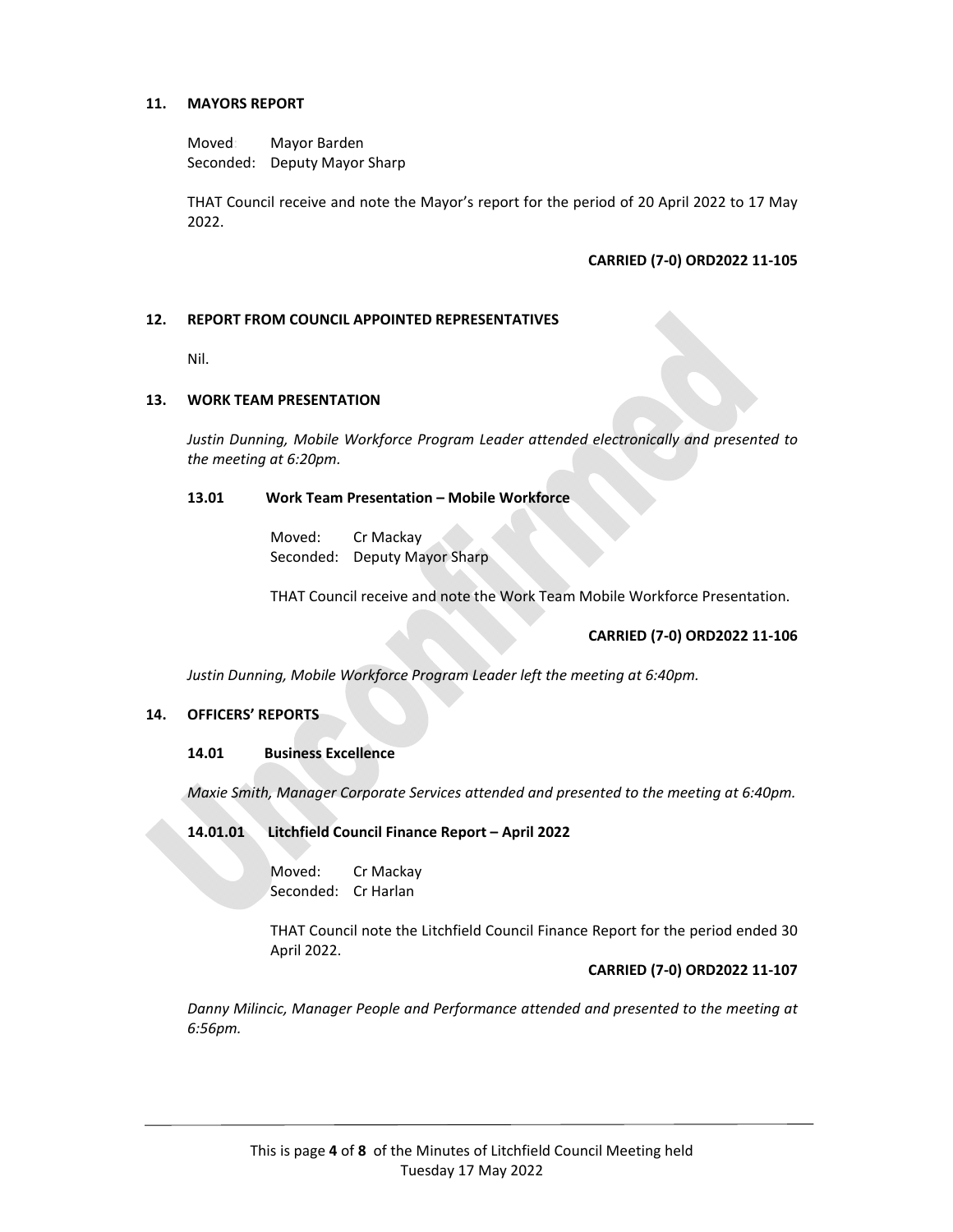## 11. MAYORS REPORT

Moved: Mayor Barden
Seconded: Deputy Mayor Sharp

THAT Council receive and note the Mayor's report for the period of 20 April 2022 to 17 May 2022.

**CARRIED (7-0) ORD2022 11-105**

## 12. REPORT FROM COUNCIL APPOINTED REPRESENTATIVES

Nil.

## 13. WORK TEAM PRESENTATION

*Justin Dunning, Mobile Workforce Program Leader attended electronically and presented to the meeting at 6:20pm.*

### 13.01 Work Team Presentation – Mobile Workforce

Moved: Cr Mackay
Seconded: Deputy Mayor Sharp

THAT Council receive and note the Work Team Mobile Workforce Presentation.

**CARRIED (7-0) ORD2022 11-106**

*Justin Dunning, Mobile Workforce Program Leader left the meeting at 6:40pm.*

## 14. OFFICERS' REPORTS

### 14.01 Business Excellence

*Maxie Smith, Manager Corporate Services attended and presented to the meeting at 6:40pm.*

### 14.01.01 Litchfield Council Finance Report – April 2022

Moved: Cr Mackay
Seconded: Cr Harlan

THAT Council note the Litchfield Council Finance Report for the period ended 30 April 2022.

**CARRIED (7-0) ORD2022 11-107**

*Danny Milincic, Manager People and Performance attended and presented to the meeting at 6:56pm.*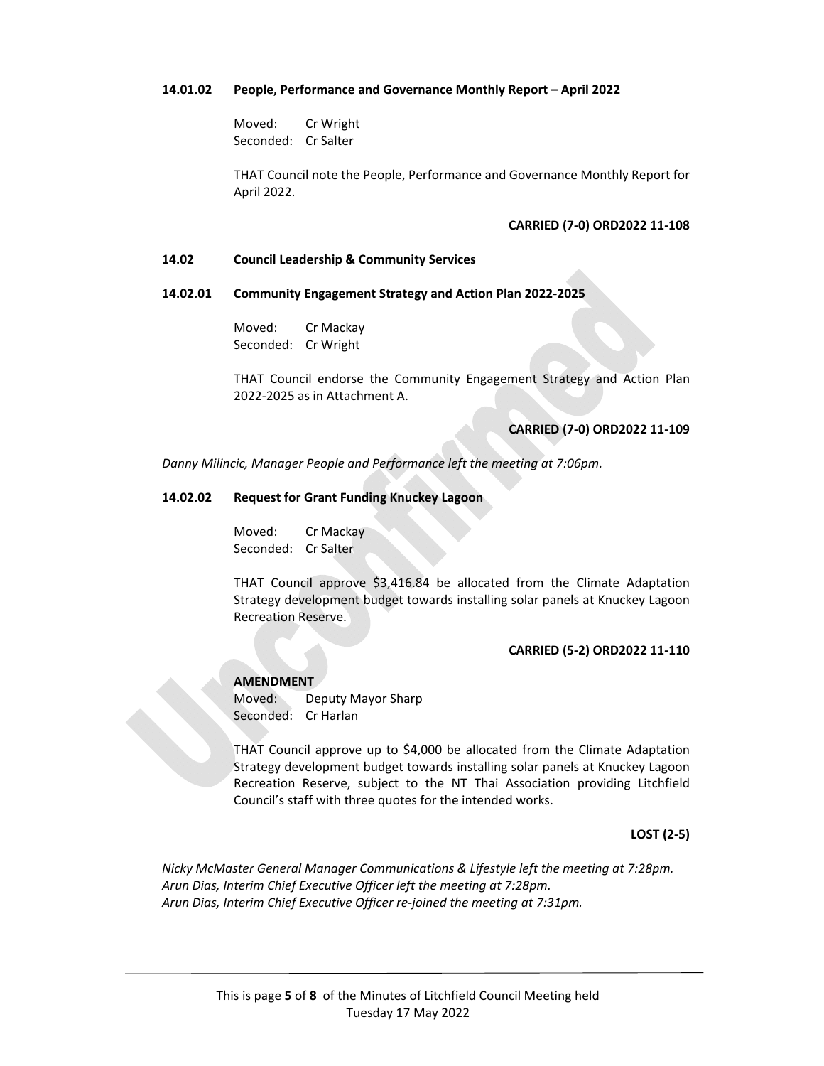**14.01.02 People, Performance and Governance Monthly Report – April 2022**

Moved: Cr Wright
Seconded: Cr Salter

THAT Council note the People, Performance and Governance Monthly Report for April 2022.

**CARRIED (7-0) ORD2022 11-108**

**14.02 Council Leadership & Community Services**

**14.02.01 Community Engagement Strategy and Action Plan 2022-2025**

Moved: Cr Mackay
Seconded: Cr Wright

THAT Council endorse the Community Engagement Strategy and Action Plan 2022-2025 as in Attachment A.

**CARRIED (7-0) ORD2022 11-109**

*Danny Milincic, Manager People and Performance left the meeting at 7:06pm.*

**14.02.02 Request for Grant Funding Knuckey Lagoon**

Moved: Cr Mackay
Seconded: Cr Salter

THAT Council approve $3,416.84 be allocated from the Climate Adaptation Strategy development budget towards installing solar panels at Knuckey Lagoon Recreation Reserve.

**CARRIED (5-2) ORD2022 11-110**

**AMENDMENT**
Moved: Deputy Mayor Sharp
Seconded: Cr Harlan

THAT Council approve up to $4,000 be allocated from the Climate Adaptation Strategy development budget towards installing solar panels at Knuckey Lagoon Recreation Reserve, subject to the NT Thai Association providing Litchfield Council's staff with three quotes for the intended works.

**LOST (2-5)**

*Nicky McMaster General Manager Communications & Lifestyle left the meeting at 7:28pm.*
*Arun Dias, Interim Chief Executive Officer left the meeting at 7:28pm.*
*Arun Dias, Interim Chief Executive Officer re-joined the meeting at 7:31pm.*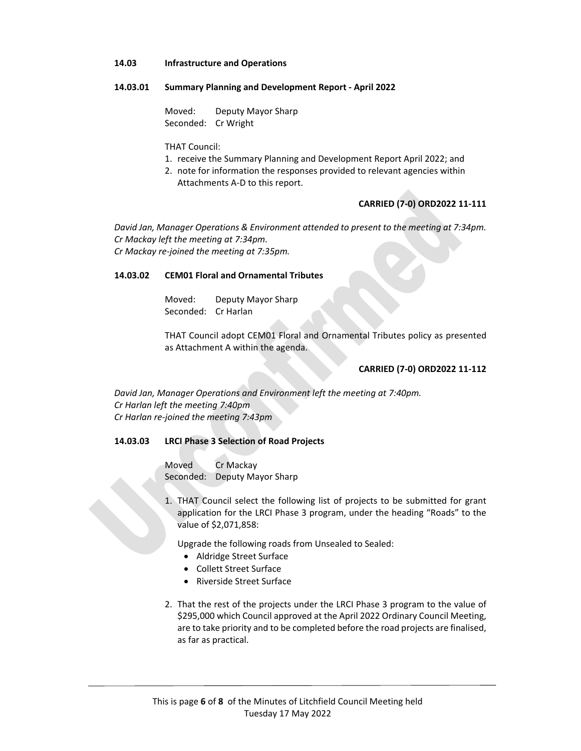**14.03 Infrastructure and Operations**

**14.03.01 Summary Planning and Development Report - April 2022**

Moved: Deputy Mayor Sharp
Seconded: Cr Wright

THAT Council:

1. receive the Summary Planning and Development Report April 2022; and
2. note for information the responses provided to relevant agencies within Attachments A-D to this report.

**CARRIED (7-0) ORD2022 11-111**

*David Jan, Manager Operations & Environment attended to present to the meeting at 7:34pm.*
*Cr Mackay left the meeting at 7:34pm.*
*Cr Mackay re-joined the meeting at 7:35pm.*

**14.03.02 CEM01 Floral and Ornamental Tributes**

Moved: Deputy Mayor Sharp
Seconded: Cr Harlan

THAT Council adopt CEM01 Floral and Ornamental Tributes policy as presented as Attachment A within the agenda.

**CARRIED (7-0) ORD2022 11-112**

*David Jan, Manager Operations and Environment left the meeting at 7:40pm.*
*Cr Harlan left the meeting 7:40pm*
*Cr Harlan re-joined the meeting 7:43pm*

**14.03.03 LRCI Phase 3 Selection of Road Projects**

Moved Cr Mackay
Seconded: Deputy Mayor Sharp

1. THAT Council select the following list of projects to be submitted for grant application for the LRCI Phase 3 program, under the heading "Roads" to the value of $2,071,858:

   Upgrade the following roads from Unsealed to Sealed:
   - Aldridge Street Surface
   - Collett Street Surface
   - Riverside Street Surface

2. That the rest of the projects under the LRCI Phase 3 program to the value of $295,000 which Council approved at the April 2022 Ordinary Council Meeting, are to take priority and to be completed before the road projects are finalised, as far as practical.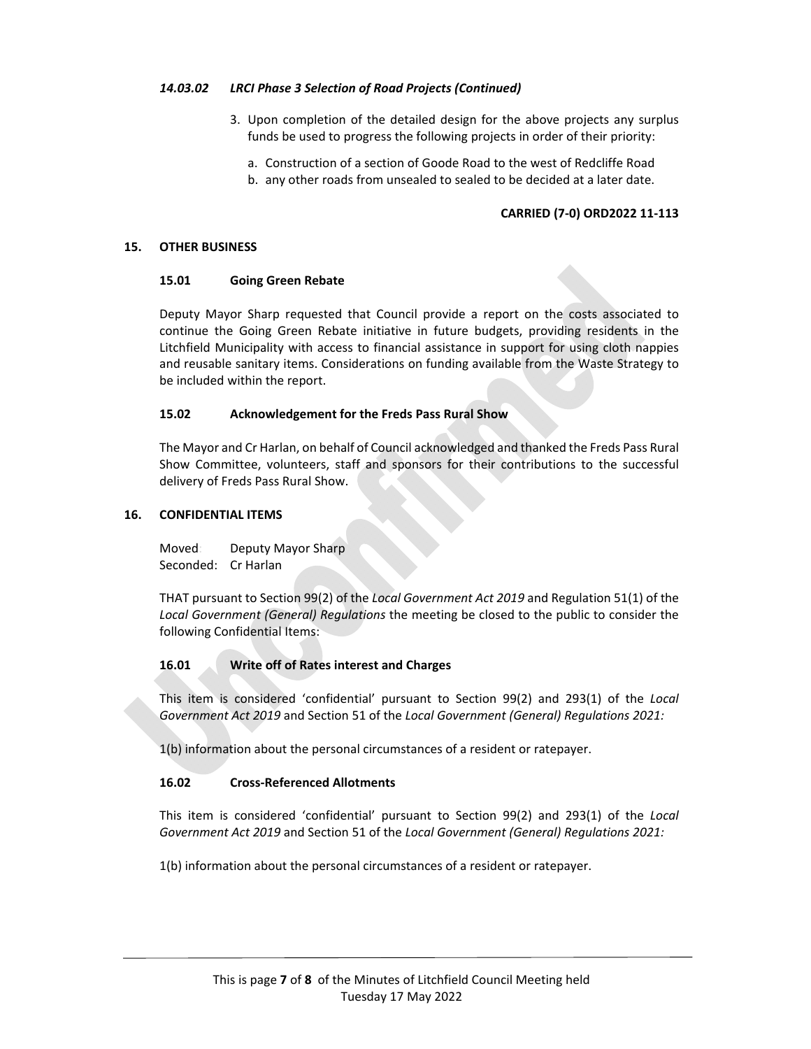*14.03.02 LRCI Phase 3 Selection of Road Projects (Continued)*

3. Upon completion of the detailed design for the above projects any surplus funds be used to progress the following projects in order of their priority:

   a. Construction of a section of Goode Road to the west of Redcliffe Road
   b. any other roads from unsealed to sealed to be decided at a later date.

**CARRIED (7-0) ORD2022 11-113**

## 15. OTHER BUSINESS

### 15.01 Going Green Rebate

Deputy Mayor Sharp requested that Council provide a report on the costs associated to continue the Going Green Rebate initiative in future budgets, providing residents in the Litchfield Municipality with access to financial assistance in support for using cloth nappies and reusable sanitary items. Considerations on funding available from the Waste Strategy to be included within the report.

### 15.02 Acknowledgement for the Freds Pass Rural Show

The Mayor and Cr Harlan, on behalf of Council acknowledged and thanked the Freds Pass Rural Show Committee, volunteers, staff and sponsors for their contributions to the successful delivery of Freds Pass Rural Show.

## 16. CONFIDENTIAL ITEMS

Moved: Deputy Mayor Sharp
Seconded: Cr Harlan

THAT pursuant to Section 99(2) of the *Local Government Act 2019* and Regulation 51(1) of the *Local Government (General) Regulations* the meeting be closed to the public to consider the following Confidential Items:

### 16.01 Write off of Rates interest and Charges

This item is considered 'confidential' pursuant to Section 99(2) and 293(1) of the *Local Government Act 2019* and Section 51 of the *Local Government (General) Regulations 2021:*

1(b) information about the personal circumstances of a resident or ratepayer.

### 16.02 Cross-Referenced Allotments

This item is considered 'confidential' pursuant to Section 99(2) and 293(1) of the *Local Government Act 2019* and Section 51 of the *Local Government (General) Regulations 2021:*

1(b) information about the personal circumstances of a resident or ratepayer.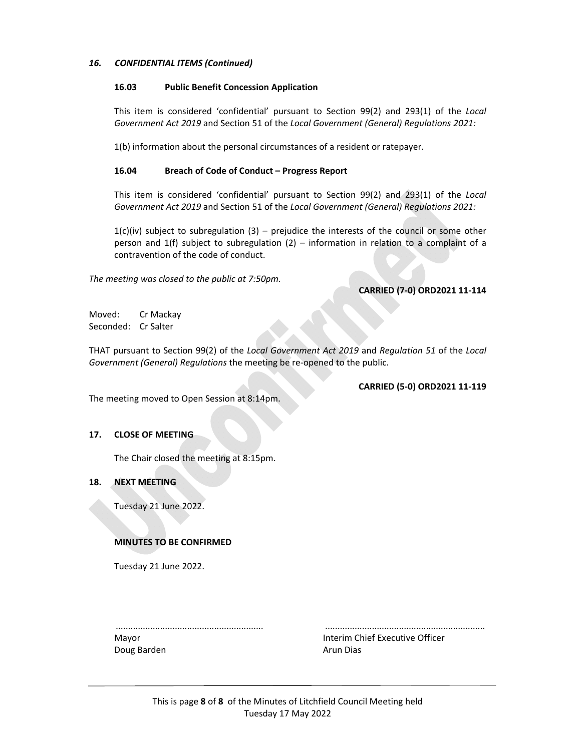### *16. CONFIDENTIAL ITEMS (Continued)*

#### 16.03 Public Benefit Concession Application

This item is considered 'confidential' pursuant to Section 99(2) and 293(1) of the *Local Government Act 2019* and Section 51 of the *Local Government (General) Regulations 2021:*

1(b) information about the personal circumstances of a resident or ratepayer.

#### 16.04 Breach of Code of Conduct – Progress Report

This item is considered 'confidential' pursuant to Section 99(2) and 293(1) of the *Local Government Act 2019* and Section 51 of the *Local Government (General) Regulations 2021:*

1(c)(iv) subject to subregulation (3) – prejudice the interests of the council or some other person and 1(f) subject to subregulation (2) – information in relation to a complaint of a contravention of the code of conduct.

*The meeting was closed to the public at 7:50pm.*

**CARRIED (7-0) ORD2021 11-114**

Moved: Cr Mackay
Seconded: Cr Salter

THAT pursuant to Section 99(2) of the *Local Government Act 2019* and *Regulation 51* of the *Local Government (General) Regulations* the meeting be re-opened to the public.

**CARRIED (5-0) ORD2021 11-119**

The meeting moved to Open Session at 8:14pm.

### 17. CLOSE OF MEETING

The Chair closed the meeting at 8:15pm.

### 18. NEXT MEETING

Tuesday 21 June 2022.

**MINUTES TO BE CONFIRMED**

Tuesday 21 June 2022.

............................................................ ...............................................................

Mayor
Doug Barden

Interim Chief Executive Officer
Arun Dias

This is page **8** of **8** of the Minutes of Litchfield Council Meeting held Tuesday 17 May 2022

Unconfirmed